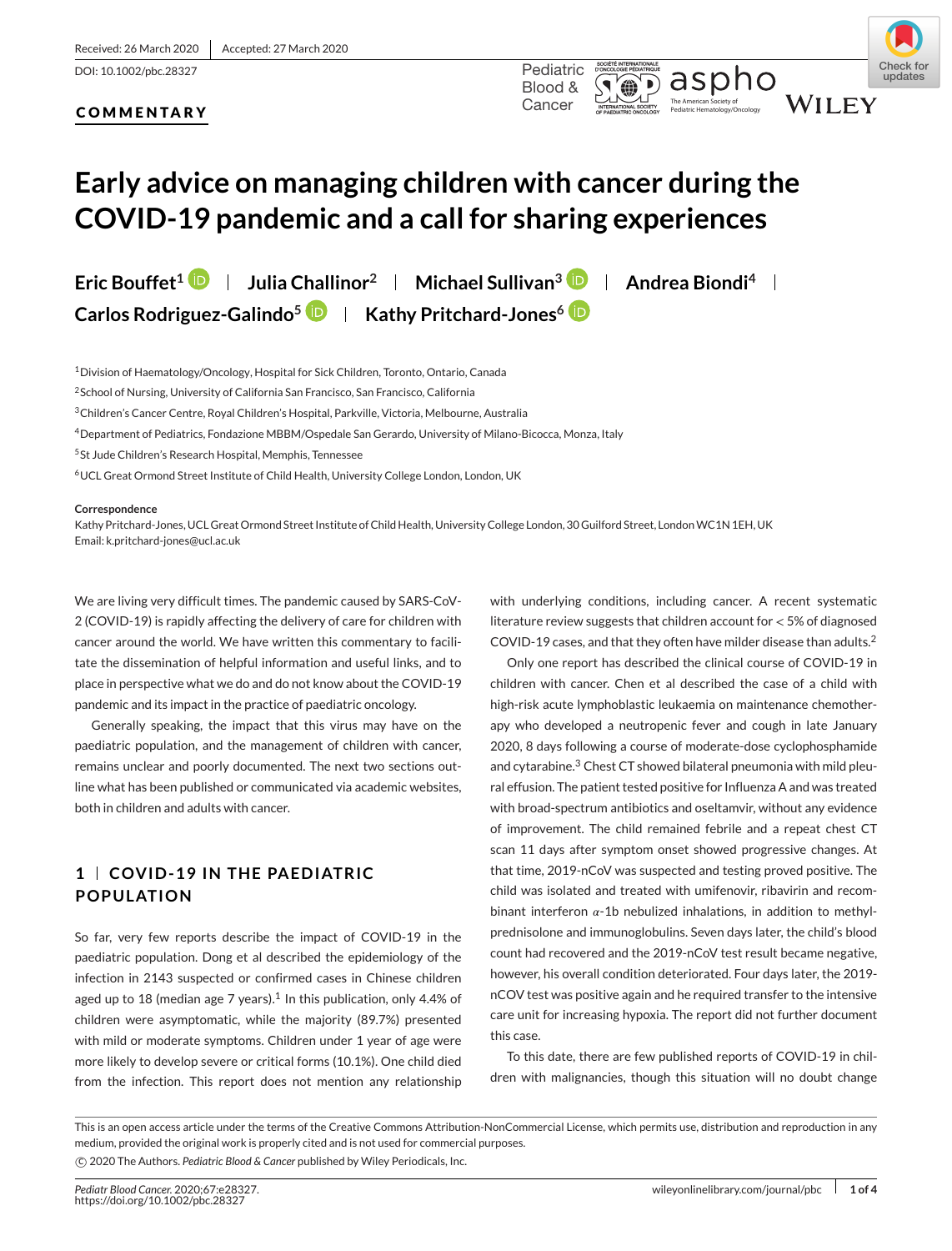Received: 26 March 2020 | Accepted: 27 March 2020

DOI: 10.1002/pbc.28327

**COMMENTARY**

# Early advice on managing children with cancer during the COVID-19 pandemic and a call for sharing experiences

**Eric Bouffet[1] | Julia Challinor[2] | Michael Sullivan[3] | Andrea Biondi[4] | Carlos Rodriguez-Galindo[5] | Kathy Pritchard-Jones[6]**

[1]Division of Haematology/Oncology, Hospital for Sick Children, Toronto, Ontario, Canada

[2]School of Nursing, University of California San Francisco, San Francisco, California

[3]Children's Cancer Centre, Royal Children's Hospital, Parkville, Victoria, Melbourne, Australia

[4]Department of Pediatrics, Fondazione MBBM/Ospedale San Gerardo, University of Milano-Bicocca, Monza, Italy

[5]St Jude Children's Research Hospital, Memphis, Tennessee

[6]UCL Great Ormond Street Institute of Child Health, University College London, London, UK

**Correspondence**

Kathy Pritchard-Jones, UCL Great Ormond Street Institute of Child Health, University College London, 30 Guilford Street, London WC1N 1EH, UK

Email: k.pritchard-jones@ucl.ac.uk

We are living very difficult times. The pandemic caused by SARS-CoV-2 (COVID-19) is rapidly affecting the delivery of care for children with cancer around the world. We have written this commentary to facilitate the dissemination of helpful information and useful links, and to place in perspective what we do and do not know about the COVID-19 pandemic and its impact in the practice of paediatric oncology.

Generally speaking, the impact that this virus may have on the paediatric population, and the management of children with cancer, remains unclear and poorly documented. The next two sections outline what has been published or communicated via academic websites, both in children and adults with cancer.

## 1 | COVID-19 IN THE PAEDIATRIC POPULATION

So far, very few reports describe the impact of COVID-19 in the paediatric population. Dong et al described the epidemiology of the infection in 2143 suspected or confirmed cases in Chinese children aged up to 18 (median age 7 years).[1] In this publication, only 4.4% of children were asymptomatic, while the majority (89.7%) presented with mild or moderate symptoms. Children under 1 year of age were more likely to develop severe or critical forms (10.1%). One child died from the infection. This report does not mention any relationship with underlying conditions, including cancer. A recent systematic literature review suggests that children account for < 5% of diagnosed COVID-19 cases, and that they often have milder disease than adults.[2]

Only one report has described the clinical course of COVID-19 in children with cancer. Chen et al described the case of a child with high-risk acute lymphoblastic leukaemia on maintenance chemotherapy who developed a neutropenic fever and cough in late January 2020, 8 days following a course of moderate-dose cyclophosphamide and cytarabine.[3] Chest CT showed bilateral pneumonia with mild pleural effusion. The patient tested positive for Influenza A and was treated with broad-spectrum antibiotics and oseltamvir, without any evidence of improvement. The child remained febrile and a repeat chest CT scan 11 days after symptom onset showed progressive changes. At that time, 2019-nCoV was suspected and testing proved positive. The child was isolated and treated with umifenovir, ribavirin and recombinant interferon $\alpha$-1b nebulized inhalations, in addition to methylprednisolone and immunoglobulins. Seven days later, the child's blood count had recovered and the 2019-nCoV test result became negative, however, his overall condition deteriorated. Four days later, the 2019-nCOV test was positive again and he required transfer to the intensive care unit for increasing hypoxia. The report did not further document this case.

To this date, there are few published reports of COVID-19 in children with malignancies, though this situation will no doubt change

This is an open access article under the terms of the Creative Commons Attribution-NonCommercial License, which permits use, distribution and reproduction in any medium, provided the original work is properly cited and is not used for commercial purposes.

© 2020 The Authors. *Pediatric Blood & Cancer* published by Wiley Periodicals, Inc.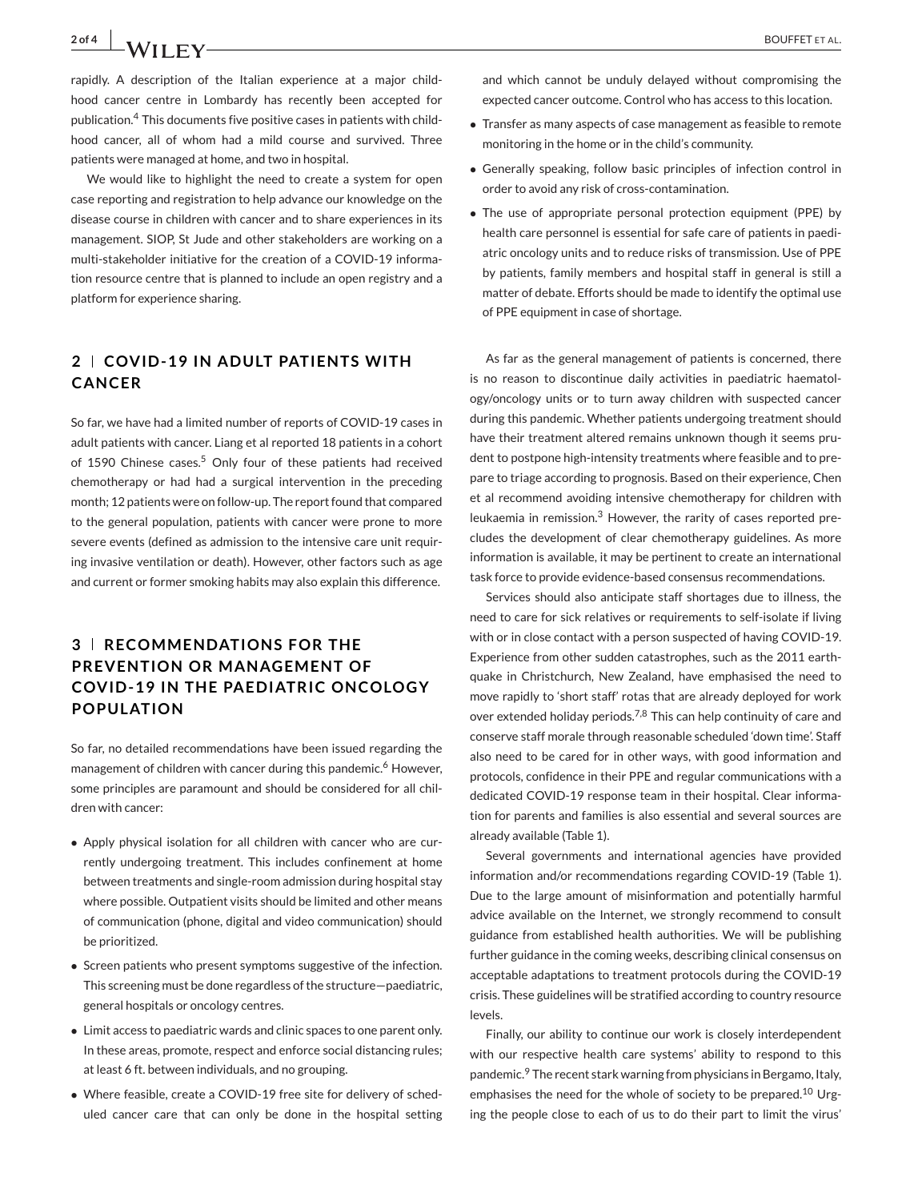rapidly. A description of the Italian experience at a major childhood cancer centre in Lombardy has recently been accepted for publication.[4] This documents five positive cases in patients with childhood cancer, all of whom had a mild course and survived. Three patients were managed at home, and two in hospital.

We would like to highlight the need to create a system for open case reporting and registration to help advance our knowledge on the disease course in children with cancer and to share experiences in its management. SIOP, St Jude and other stakeholders are working on a multi-stakeholder initiative for the creation of a COVID-19 information resource centre that is planned to include an open registry and a platform for experience sharing.

## 2 | COVID-19 IN ADULT PATIENTS WITH CANCER

So far, we have had a limited number of reports of COVID-19 cases in adult patients with cancer. Liang et al reported 18 patients in a cohort of 1590 Chinese cases.[5] Only four of these patients had received chemotherapy or had had a surgical intervention in the preceding month; 12 patients were on follow-up. The report found that compared to the general population, patients with cancer were prone to more severe events (defined as admission to the intensive care unit requiring invasive ventilation or death). However, other factors such as age and current or former smoking habits may also explain this difference.

## 3 | RECOMMENDATIONS FOR THE PREVENTION OR MANAGEMENT OF COVID-19 IN THE PAEDIATRIC ONCOLOGY POPULATION

So far, no detailed recommendations have been issued regarding the management of children with cancer during this pandemic.[6] However, some principles are paramount and should be considered for all children with cancer:

- Apply physical isolation for all children with cancer who are currently undergoing treatment. This includes confinement at home between treatments and single-room admission during hospital stay where possible. Outpatient visits should be limited and other means of communication (phone, digital and video communication) should be prioritized.
- Screen patients who present symptoms suggestive of the infection. This screening must be done regardless of the structure—paediatric, general hospitals or oncology centres.
- Limit access to paediatric wards and clinic spaces to one parent only. In these areas, promote, respect and enforce social distancing rules; at least 6 ft. between individuals, and no grouping.
- Where feasible, create a COVID-19 free site for delivery of scheduled cancer care that can only be done in the hospital setting and which cannot be unduly delayed without compromising the expected cancer outcome. Control who has access to this location.
- Transfer as many aspects of case management as feasible to remote monitoring in the home or in the child's community.
- Generally speaking, follow basic principles of infection control in order to avoid any risk of cross-contamination.
- The use of appropriate personal protection equipment (PPE) by health care personnel is essential for safe care of patients in paediatric oncology units and to reduce risks of transmission. Use of PPE by patients, family members and hospital staff in general is still a matter of debate. Efforts should be made to identify the optimal use of PPE equipment in case of shortage.

As far as the general management of patients is concerned, there is no reason to discontinue daily activities in paediatric haematology/oncology units or to turn away children with suspected cancer during this pandemic. Whether patients undergoing treatment should have their treatment altered remains unknown though it seems prudent to postpone high-intensity treatments where feasible and to prepare to triage according to prognosis. Based on their experience, Chen et al recommend avoiding intensive chemotherapy for children with leukaemia in remission.[3] However, the rarity of cases reported precludes the development of clear chemotherapy guidelines. As more information is available, it may be pertinent to create an international task force to provide evidence-based consensus recommendations.

Services should also anticipate staff shortages due to illness, the need to care for sick relatives or requirements to self-isolate if living with or in close contact with a person suspected of having COVID-19. Experience from other sudden catastrophes, such as the 2011 earthquake in Christchurch, New Zealand, have emphasised the need to move rapidly to 'short staff' rotas that are already deployed for work over extended holiday periods.[7,8] This can help continuity of care and conserve staff morale through reasonable scheduled 'down time'. Staff also need to be cared for in other ways, with good information and protocols, confidence in their PPE and regular communications with a dedicated COVID-19 response team in their hospital. Clear information for parents and families is also essential and several sources are already available (Table 1).

Several governments and international agencies have provided information and/or recommendations regarding COVID-19 (Table 1). Due to the large amount of misinformation and potentially harmful advice available on the Internet, we strongly recommend to consult guidance from established health authorities. We will be publishing further guidance in the coming weeks, describing clinical consensus on acceptable adaptations to treatment protocols during the COVID-19 crisis. These guidelines will be stratified according to country resource levels.

Finally, our ability to continue our work is closely interdependent with our respective health care systems' ability to respond to this pandemic.[9] The recent stark warning from physicians in Bergamo, Italy, emphasises the need for the whole of society to be prepared.[10] Urging the people close to each of us to do their part to limit the virus'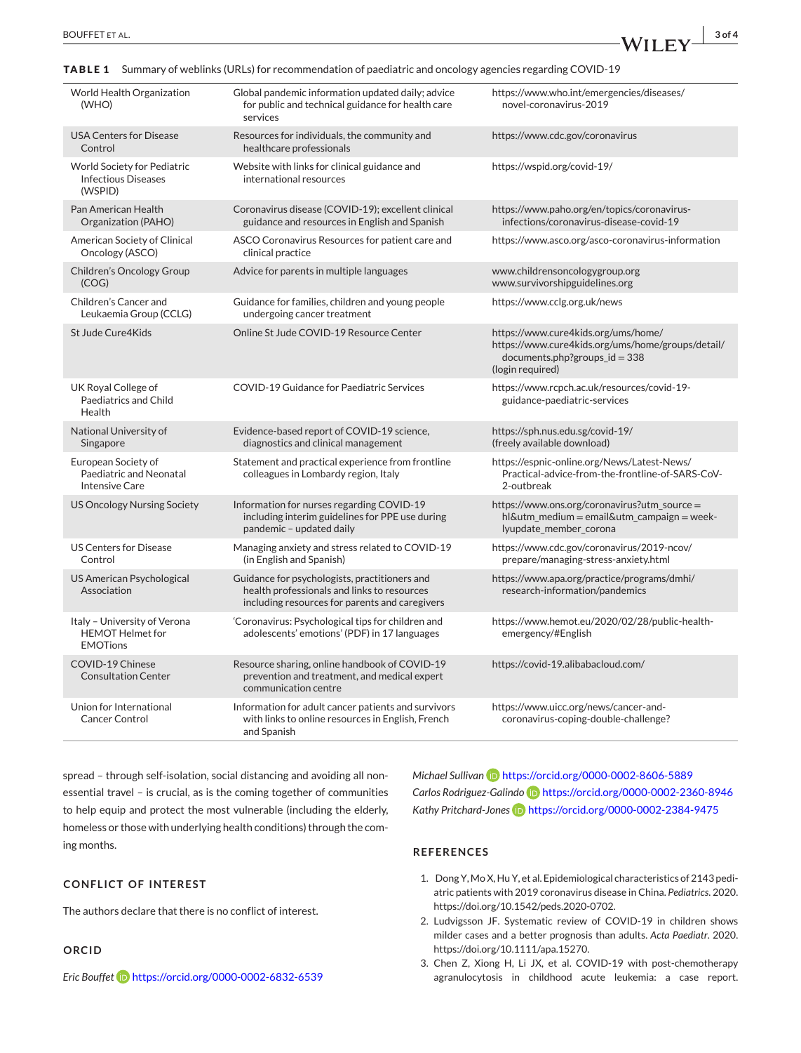**TABLE 1** Summary of weblinks (URLs) for recommendation of paediatric and oncology agencies regarding COVID-19

| | | |
|---|---|---|
| World Health Organization (WHO) | Global pandemic information updated daily; advice for public and technical guidance for health care services | https://www.who.int/emergencies/diseases/novel-coronavirus-2019 |
| USA Centers for Disease Control | Resources for individuals, the community and healthcare professionals | https://www.cdc.gov/coronavirus |
| World Society for Pediatric Infectious Diseases (WSPID) | Website with links for clinical guidance and international resources | https://wspid.org/covid-19/ |
| Pan American Health Organization (PAHO) | Coronavirus disease (COVID-19); excellent clinical guidance and resources in English and Spanish | https://www.paho.org/en/topics/coronavirus-infections/coronavirus-disease-covid-19 |
| American Society of Clinical Oncology (ASCO) | ASCO Coronavirus Resources for patient care and clinical practice | https://www.asco.org/asco-coronavirus-information |
| Children's Oncology Group (COG) | Advice for parents in multiple languages | www.childrensoncologygroup.org www.survivorshipguidelines.org |
| Children's Cancer and Leukaemia Group (CCLG) | Guidance for families, children and young people undergoing cancer treatment | https://www.cclg.org.uk/news |
| St Jude Cure4Kids | Online St Jude COVID-19 Resource Center | https://www.cure4kids.org/ums/home/ https://www.cure4kids.org/ums/home/groups/detail/documents.php?groups_id = 338 (login required) |
| UK Royal College of Paediatrics and Child Health | COVID-19 Guidance for Paediatric Services | https://www.rcpch.ac.uk/resources/covid-19-guidance-paediatric-services |
| National University of Singapore | Evidence-based report of COVID-19 science, diagnostics and clinical management | https://sph.nus.edu.sg/covid-19/ (freely available download) |
| European Society of Paediatric and Neonatal Intensive Care | Statement and practical experience from frontline colleagues in Lombardy region, Italy | https://espnic-online.org/News/Latest-News/Practical-advice-from-the-frontline-of-SARS-CoV-2-outbreak |
| US Oncology Nursing Society | Information for nurses regarding COVID-19 including interim guidelines for PPE use during pandemic – updated daily | https://www.ons.org/coronavirus?utm_source = hl&utm_medium = email&utm_campaign = week-lyupdate_member_corona |
| US Centers for Disease Control | Managing anxiety and stress related to COVID-19 (in English and Spanish) | https://www.cdc.gov/coronavirus/2019-ncov/prepare/managing-stress-anxiety.html |
| US American Psychological Association | Guidance for psychologists, practitioners and health professionals and links to resources including resources for parents and caregivers | https://www.apa.org/practice/programs/dmhi/research-information/pandemics |
| Italy – University of Verona HEMOT Helmet for EMOTions | 'Coronavirus: Psychological tips for children and adolescents' emotions' (PDF) in 17 languages | https://www.hemot.eu/2020/02/28/public-health-emergency/#English |
| COVID-19 Chinese Consultation Center | Resource sharing, online handbook of COVID-19 prevention and treatment, and medical expert communication centre | https://covid-19.alibabacloud.com/ |
| Union for International Cancer Control | Information for adult cancer patients and survivors with links to online resources in English, French and Spanish | https://www.uicc.org/news/cancer-and-coronavirus-coping-double-challenge? |

spread – through self-isolation, social distancing and avoiding all non-essential travel – is crucial, as is the coming together of communities to help equip and protect the most vulnerable (including the elderly, homeless or those with underlying health conditions) through the coming months.

## CONFLICT OF INTEREST

The authors declare that there is no conflict of interest.

## ORCID

*Eric Bouffet* https://orcid.org/0000-0002-6832-6539
*Michael Sullivan* https://orcid.org/0000-0002-8606-5889
*Carlos Rodriguez-Galindo* https://orcid.org/0000-0002-2360-8946
*Kathy Pritchard-Jones* https://orcid.org/0000-0002-2384-9475

## REFERENCES

1. Dong Y, Mo X, Hu Y, et al. Epidemiological characteristics of 2143 pediatric patients with 2019 coronavirus disease in China. *Pediatrics*. 2020. https://doi.org/10.1542/peds.2020-0702.
2. Ludvigsson JF. Systematic review of COVID-19 in children shows milder cases and a better prognosis than adults. *Acta Paediatr*. 2020. https://doi.org/10.1111/apa.15270.
3. Chen Z, Xiong H, Li JX, et al. COVID-19 with post-chemotherapy agranulocytosis in childhood acute leukemia: a case report.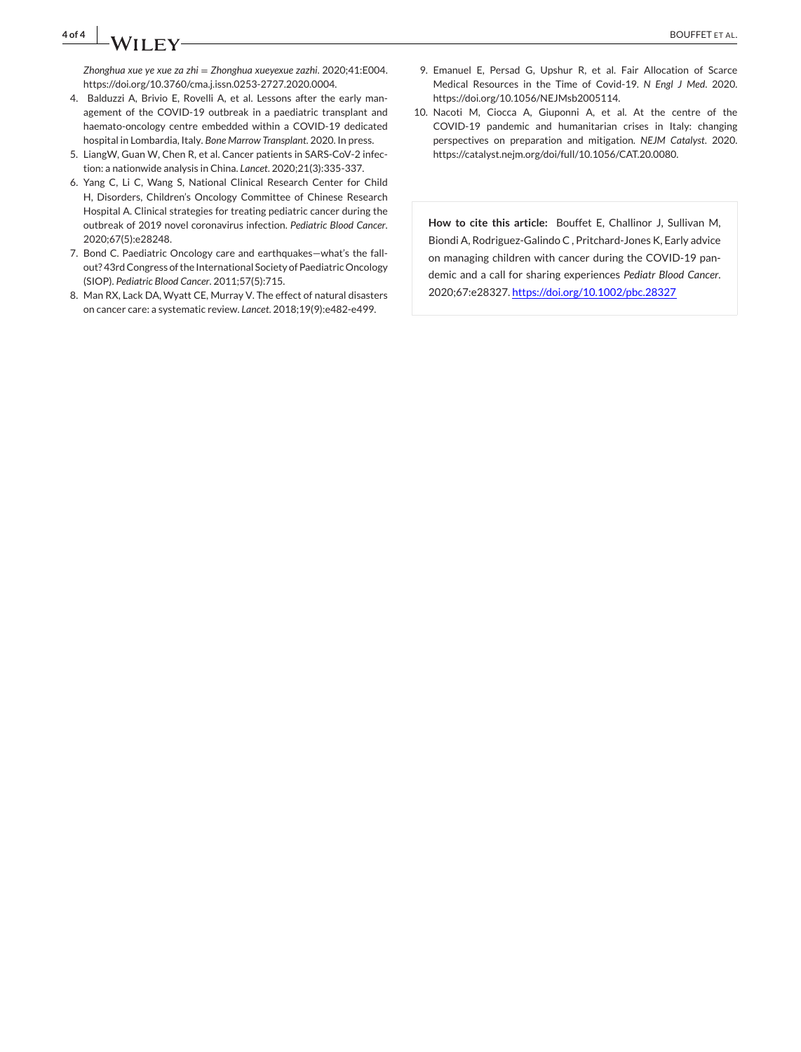*Zhonghua xue ye xue za zhi = Zhonghua xueyexue zazhi*. 2020;41:E004. https://doi.org/10.3760/cma.j.issn.0253-2727.2020.0004.

4. Balduzzi A, Brivio E, Rovelli A, et al. Lessons after the early management of the COVID-19 outbreak in a paediatric transplant and haemato-oncology centre embedded within a COVID-19 dedicated hospital in Lombardia, Italy. *Bone Marrow Transplant*. 2020. In press.
5. LiangW, Guan W, Chen R, et al. Cancer patients in SARS-CoV-2 infection: a nationwide analysis in China. *Lancet*. 2020;21(3):335-337.
6. Yang C, Li C, Wang S, National Clinical Research Center for Child H, Disorders, Children's Oncology Committee of Chinese Research Hospital A. Clinical strategies for treating pediatric cancer during the outbreak of 2019 novel coronavirus infection. *Pediatric Blood Cancer*. 2020;67(5):e28248.
7. Bond C. Paediatric Oncology care and earthquakes—what's the fall-out? 43rd Congress of the International Society of Paediatric Oncology (SIOP). *Pediatric Blood Cancer*. 2011;57(5):715.
8. Man RX, Lack DA, Wyatt CE, Murray V. The effect of natural disasters on cancer care: a systematic review. *Lancet*. 2018;19(9):e482-e499.
9. Emanuel E, Persad G, Upshur R, et al. Fair Allocation of Scarce Medical Resources in the Time of Covid-19. *N Engl J Med*. 2020. https://doi.org/10.1056/NEJMsb2005114.
10. Nacoti M, Ciocca A, Giuponni A, et al. At the centre of the COVID-19 pandemic and humanitarian crises in Italy: changing perspectives on preparation and mitigation. *NEJM Catalyst*. 2020. https://catalyst.nejm.org/doi/full/10.1056/CAT.20.0080.

**How to cite this article:** Bouffet E, Challinor J, Sullivan M, Biondi A, Rodriguez-Galindo C , Pritchard-Jones K, Early advice on managing children with cancer during the COVID-19 pandemic and a call for sharing experiences *Pediatr Blood Cancer*. 2020;67:e28327. https://doi.org/10.1002/pbc.28327